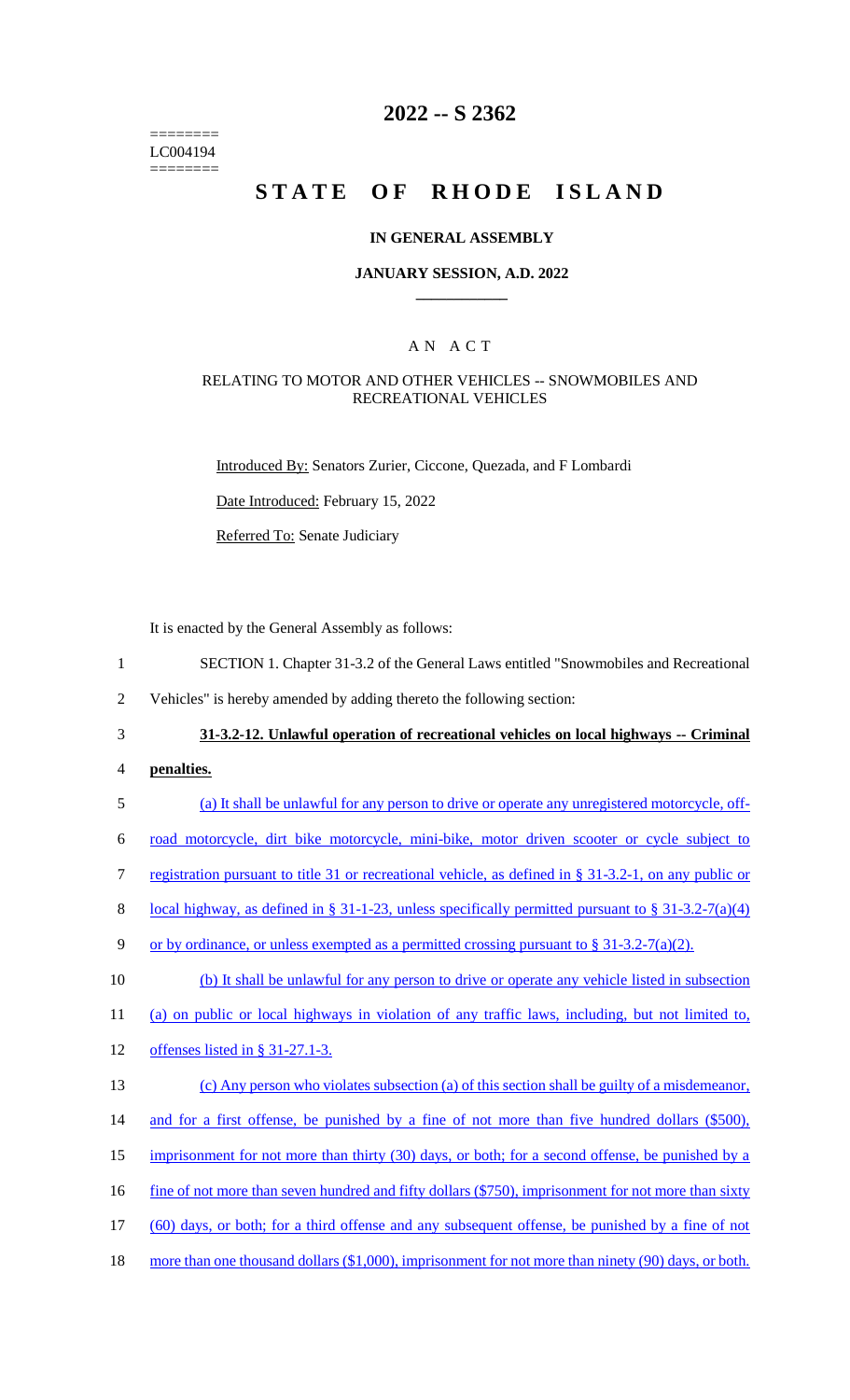========
LC004194
========

# 2022 -- S 2362

# STATE OF RHODE ISLAND

## IN GENERAL ASSEMBLY

### JANUARY SESSION, A.D. 2022

## A N A C T

### RELATING TO MOTOR AND OTHER VEHICLES -- SNOWMOBILES AND RECREATIONAL VEHICLES

Introduced By: Senators Zurier, Ciccone, Quezada, and F Lombardi

Date Introduced: February 15, 2022

Referred To: Senate Judiciary

It is enacted by the General Assembly as follows:

1 SECTION 1. Chapter 31-3.2 of the General Laws entitled "Snowmobiles and Recreational
2 Vehicles" is hereby amended by adding thereto the following section:

3 **31-3.2-12. Unlawful operation of recreational vehicles on local highways -- Criminal**
4 **penalties.**

5 (a) It shall be unlawful for any person to drive or operate any unregistered motorcycle, off-
6 road motorcycle, dirt bike motorcycle, mini-bike, motor driven scooter or cycle subject to
7 registration pursuant to title 31 or recreational vehicle, as defined in § 31-3.2-1, on any public or
8 local highway, as defined in § 31-1-23, unless specifically permitted pursuant to § 31-3.2-7(a)(4)
9 or by ordinance, or unless exempted as a permitted crossing pursuant to § 31-3.2-7(a)(2).

10 (b) It shall be unlawful for any person to drive or operate any vehicle listed in subsection
11 (a) on public or local highways in violation of any traffic laws, including, but not limited to,
12 offenses listed in § 31-27.1-3.

13 (c) Any person who violates subsection (a) of this section shall be guilty of a misdemeanor,
14 and for a first offense, be punished by a fine of not more than five hundred dollars ($500),
15 imprisonment for not more than thirty (30) days, or both; for a second offense, be punished by a
16 fine of not more than seven hundred and fifty dollars ($750), imprisonment for not more than sixty
17 (60) days, or both; for a third offense and any subsequent offense, be punished by a fine of not
18 more than one thousand dollars ($1,000), imprisonment for not more than ninety (90) days, or both.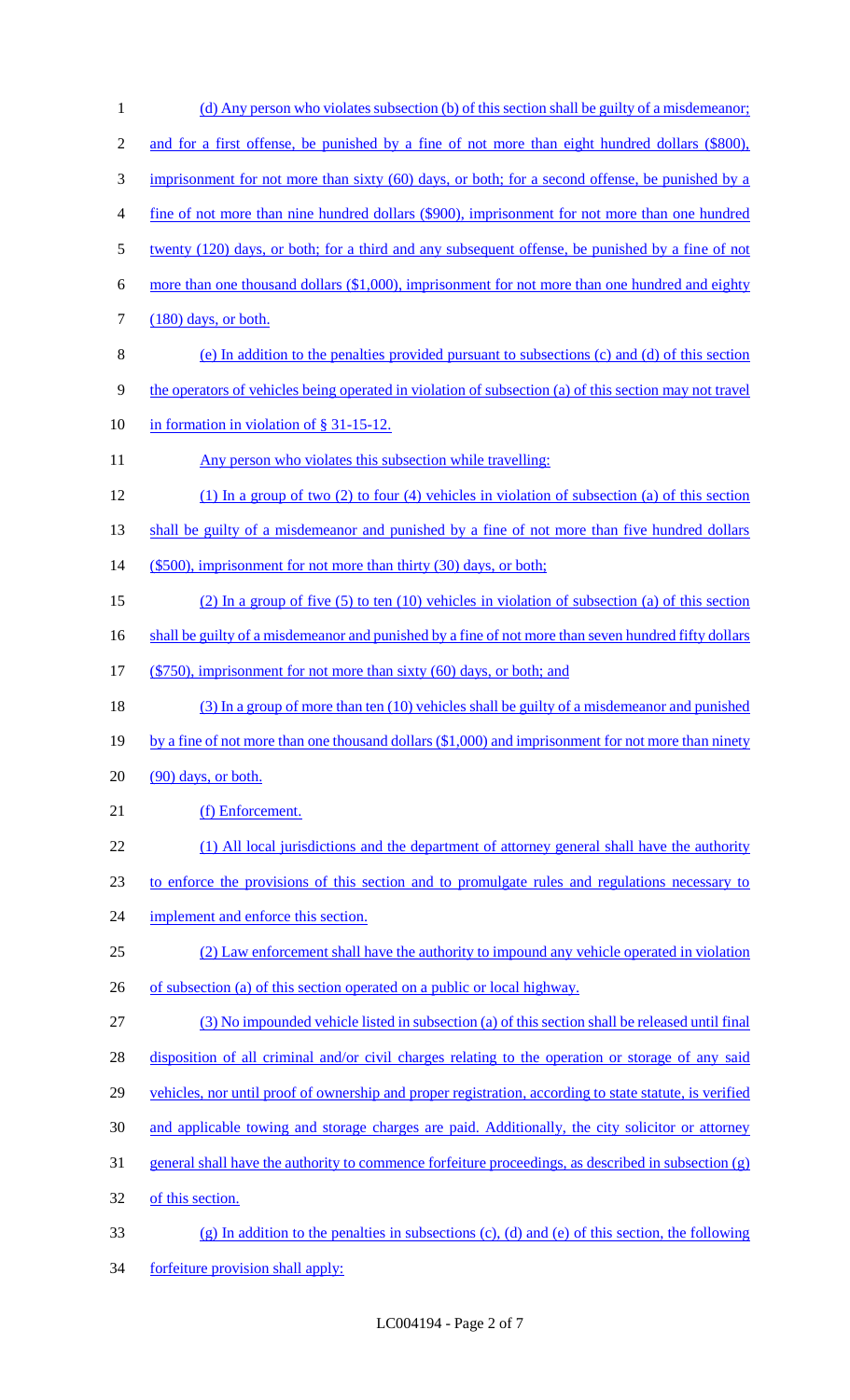(d) Any person who violates subsection (b) of this section shall be guilty of a misdemeanor; and for a first offense, be punished by a fine of not more than eight hundred dollars ($800), imprisonment for not more than sixty (60) days, or both; for a second offense, be punished by a fine of not more than nine hundred dollars ($900), imprisonment for not more than one hundred twenty (120) days, or both; for a third and any subsequent offense, be punished by a fine of not more than one thousand dollars ($1,000), imprisonment for not more than one hundred and eighty (180) days, or both.

(e) In addition to the penalties provided pursuant to subsections (c) and (d) of this section the operators of vehicles being operated in violation of subsection (a) of this section may not travel in formation in violation of § 31-15-12.

Any person who violates this subsection while travelling:

(1) In a group of two (2) to four (4) vehicles in violation of subsection (a) of this section shall be guilty of a misdemeanor and punished by a fine of not more than five hundred dollars ($500), imprisonment for not more than thirty (30) days, or both;

(2) In a group of five (5) to ten (10) vehicles in violation of subsection (a) of this section shall be guilty of a misdemeanor and punished by a fine of not more than seven hundred fifty dollars ($750), imprisonment for not more than sixty (60) days, or both; and

(3) In a group of more than ten (10) vehicles shall be guilty of a misdemeanor and punished by a fine of not more than one thousand dollars ($1,000) and imprisonment for not more than ninety (90) days, or both.

(f) Enforcement.

(1) All local jurisdictions and the department of attorney general shall have the authority to enforce the provisions of this section and to promulgate rules and regulations necessary to implement and enforce this section.

(2) Law enforcement shall have the authority to impound any vehicle operated in violation of subsection (a) of this section operated on a public or local highway.

(3) No impounded vehicle listed in subsection (a) of this section shall be released until final disposition of all criminal and/or civil charges relating to the operation or storage of any said vehicles, nor until proof of ownership and proper registration, according to state statute, is verified and applicable towing and storage charges are paid. Additionally, the city solicitor or attorney general shall have the authority to commence forfeiture proceedings, as described in subsection (g) of this section.

(g) In addition to the penalties in subsections (c), (d) and (e) of this section, the following forfeiture provision shall apply: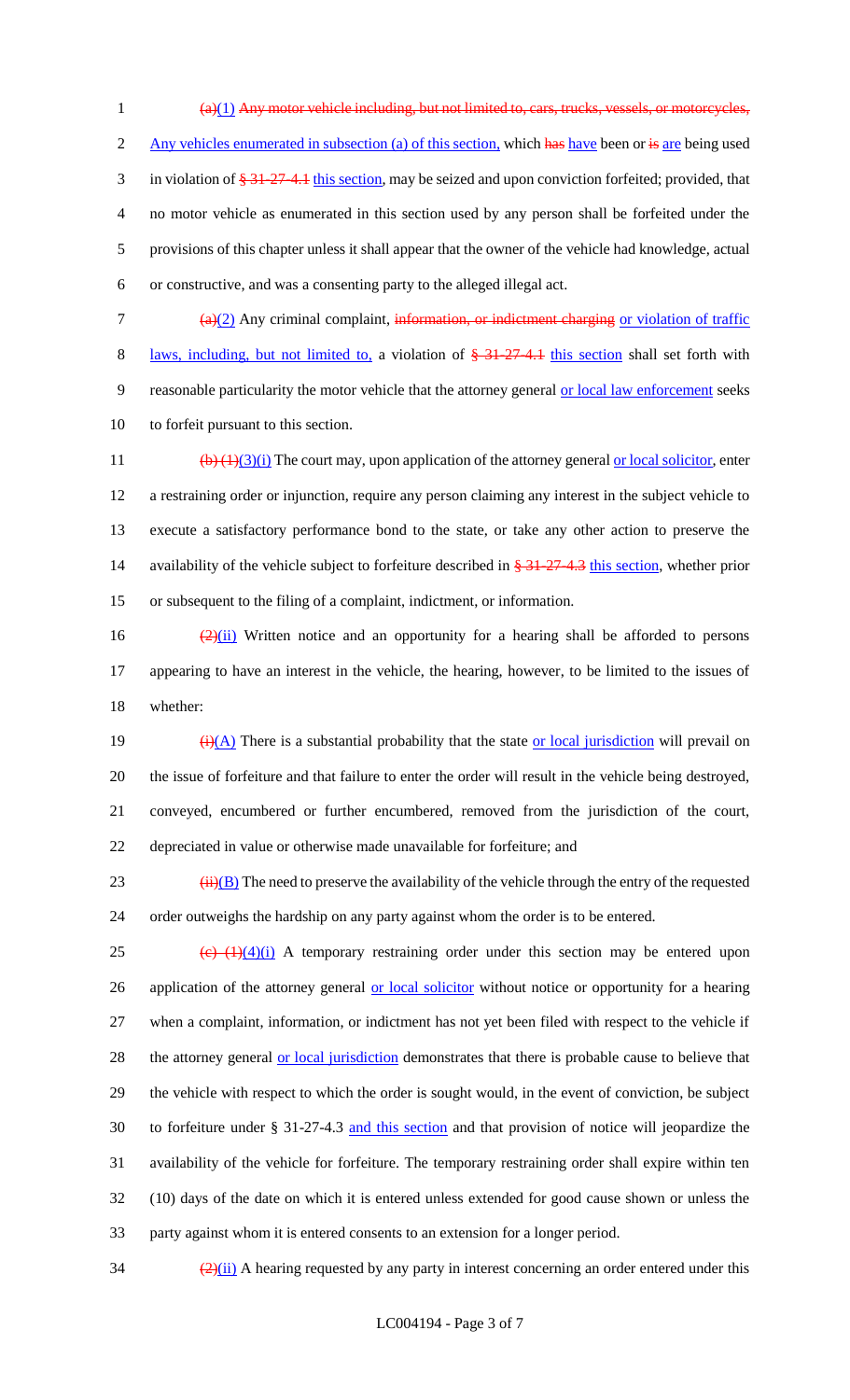(a)(1) Any motor vehicle including, but not limited to, cars, trucks, vessels, or motorcycles, Any vehicles enumerated in subsection (a) of this section, which has have been or is are being used in violation of § 31-27-4.1 this section, may be seized and upon conviction forfeited; provided, that no motor vehicle as enumerated in this section used by any person shall be forfeited under the provisions of this chapter unless it shall appear that the owner of the vehicle had knowledge, actual or constructive, and was a consenting party to the alleged illegal act.

(a)(2) Any criminal complaint, information, or indictment charging or violation of traffic laws, including, but not limited to, a violation of § 31-27-4.1 this section shall set forth with reasonable particularity the motor vehicle that the attorney general or local law enforcement seeks to forfeit pursuant to this section.

(b) (1)(3)(i) The court may, upon application of the attorney general or local solicitor, enter a restraining order or injunction, require any person claiming any interest in the subject vehicle to execute a satisfactory performance bond to the state, or take any other action to preserve the availability of the vehicle subject to forfeiture described in § 31-27-4.3 this section, whether prior or subsequent to the filing of a complaint, indictment, or information.

(2)(ii) Written notice and an opportunity for a hearing shall be afforded to persons appearing to have an interest in the vehicle, the hearing, however, to be limited to the issues of whether:

(i)(A) There is a substantial probability that the state or local jurisdiction will prevail on the issue of forfeiture and that failure to enter the order will result in the vehicle being destroyed, conveyed, encumbered or further encumbered, removed from the jurisdiction of the court, depreciated in value or otherwise made unavailable for forfeiture; and

(ii)(B) The need to preserve the availability of the vehicle through the entry of the requested order outweighs the hardship on any party against whom the order is to be entered.

(c) (1)(4)(i) A temporary restraining order under this section may be entered upon application of the attorney general or local solicitor without notice or opportunity for a hearing when a complaint, information, or indictment has not yet been filed with respect to the vehicle if the attorney general or local jurisdiction demonstrates that there is probable cause to believe that the vehicle with respect to which the order is sought would, in the event of conviction, be subject to forfeiture under § 31-27-4.3 and this section and that provision of notice will jeopardize the availability of the vehicle for forfeiture. The temporary restraining order shall expire within ten (10) days of the date on which it is entered unless extended for good cause shown or unless the party against whom it is entered consents to an extension for a longer period.

(2)(ii) A hearing requested by any party in interest concerning an order entered under this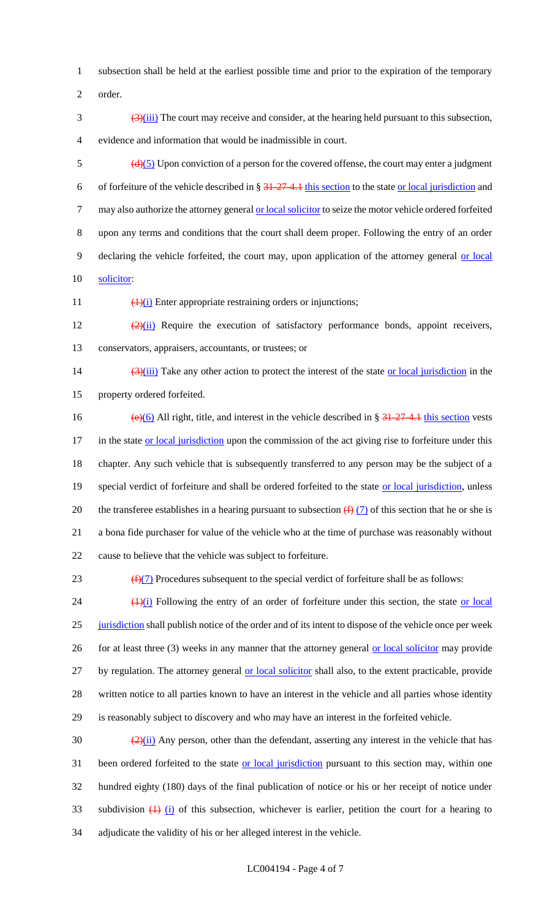subsection shall be held at the earliest possible time and prior to the expiration of the temporary order.

~~(3)~~(iii) The court may receive and consider, at the hearing held pursuant to this subsection, evidence and information that would be inadmissible in court.

~~(d)~~(5) Upon conviction of a person for the covered offense, the court may enter a judgment of forfeiture of the vehicle described in § ~~31-27-4.1~~ this section to the state or local jurisdiction and may also authorize the attorney general or local solicitor to seize the motor vehicle ordered forfeited upon any terms and conditions that the court shall deem proper. Following the entry of an order declaring the vehicle forfeited, the court may, upon application of the attorney general or local solicitor:

~~(1)~~(i) Enter appropriate restraining orders or injunctions;

~~(2)~~(ii) Require the execution of satisfactory performance bonds, appoint receivers, conservators, appraisers, accountants, or trustees; or

~~(3)~~(iii) Take any other action to protect the interest of the state or local jurisdiction in the property ordered forfeited.

~~(e)~~(6) All right, title, and interest in the vehicle described in § ~~31-27-4.1~~ this section vests in the state or local jurisdiction upon the commission of the act giving rise to forfeiture under this chapter. Any such vehicle that is subsequently transferred to any person may be the subject of a special verdict of forfeiture and shall be ordered forfeited to the state or local jurisdiction, unless the transferee establishes in a hearing pursuant to subsection ~~(f)~~ (7) of this section that he or she is a bona fide purchaser for value of the vehicle who at the time of purchase was reasonably without cause to believe that the vehicle was subject to forfeiture.

~~(f)~~(7) Procedures subsequent to the special verdict of forfeiture shall be as follows:

~~(1)~~(i) Following the entry of an order of forfeiture under this section, the state or local jurisdiction shall publish notice of the order and of its intent to dispose of the vehicle once per week for at least three (3) weeks in any manner that the attorney general or local solicitor may provide by regulation. The attorney general or local solicitor shall also, to the extent practicable, provide written notice to all parties known to have an interest in the vehicle and all parties whose identity is reasonably subject to discovery and who may have an interest in the forfeited vehicle.

~~(2)~~(ii) Any person, other than the defendant, asserting any interest in the vehicle that has been ordered forfeited to the state or local jurisdiction pursuant to this section may, within one hundred eighty (180) days of the final publication of notice or his or her receipt of notice under subdivision ~~(1)~~ (i) of this subsection, whichever is earlier, petition the court for a hearing to adjudicate the validity of his or her alleged interest in the vehicle.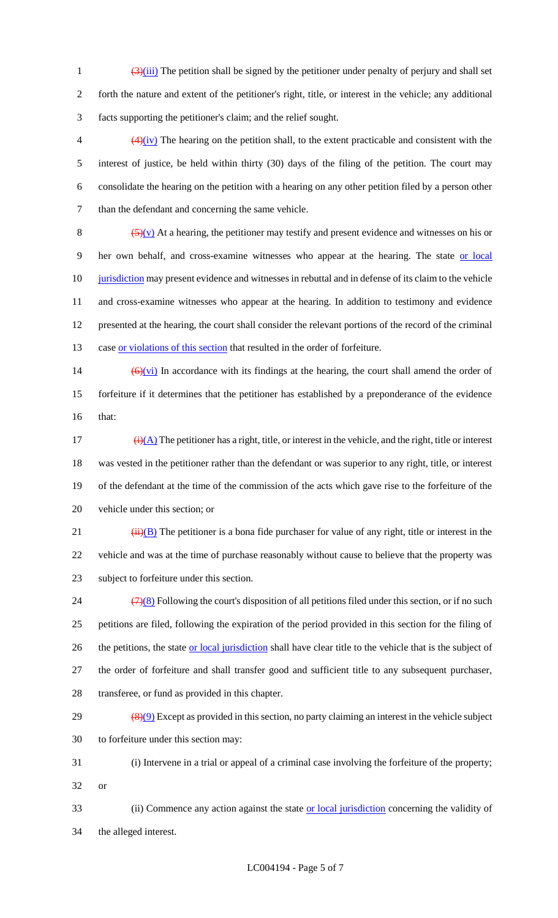~~(3)~~(iii) The petition shall be signed by the petitioner under penalty of perjury and shall set forth the nature and extent of the petitioner's right, title, or interest in the vehicle; any additional facts supporting the petitioner's claim; and the relief sought.

~~(4)~~(iv) The hearing on the petition shall, to the extent practicable and consistent with the interest of justice, be held within thirty (30) days of the filing of the petition. The court may consolidate the hearing on the petition with a hearing on any other petition filed by a person other than the defendant and concerning the same vehicle.

~~(5)~~(v) At a hearing, the petitioner may testify and present evidence and witnesses on his or her own behalf, and cross-examine witnesses who appear at the hearing. The state or local jurisdiction may present evidence and witnesses in rebuttal and in defense of its claim to the vehicle and cross-examine witnesses who appear at the hearing. In addition to testimony and evidence presented at the hearing, the court shall consider the relevant portions of the record of the criminal case or violations of this section that resulted in the order of forfeiture.

~~(6)~~(vi) In accordance with its findings at the hearing, the court shall amend the order of forfeiture if it determines that the petitioner has established by a preponderance of the evidence that:

~~(i)~~(A) The petitioner has a right, title, or interest in the vehicle, and the right, title or interest was vested in the petitioner rather than the defendant or was superior to any right, title, or interest of the defendant at the time of the commission of the acts which gave rise to the forfeiture of the vehicle under this section; or

~~(ii)~~(B) The petitioner is a bona fide purchaser for value of any right, title or interest in the vehicle and was at the time of purchase reasonably without cause to believe that the property was subject to forfeiture under this section.

~~(7)~~(8) Following the court's disposition of all petitions filed under this section, or if no such petitions are filed, following the expiration of the period provided in this section for the filing of the petitions, the state or local jurisdiction shall have clear title to the vehicle that is the subject of the order of forfeiture and shall transfer good and sufficient title to any subsequent purchaser, transferee, or fund as provided in this chapter.

~~(8)~~(9) Except as provided in this section, no party claiming an interest in the vehicle subject to forfeiture under this section may:

(i) Intervene in a trial or appeal of a criminal case involving the forfeiture of the property; or

(ii) Commence any action against the state or local jurisdiction concerning the validity of the alleged interest.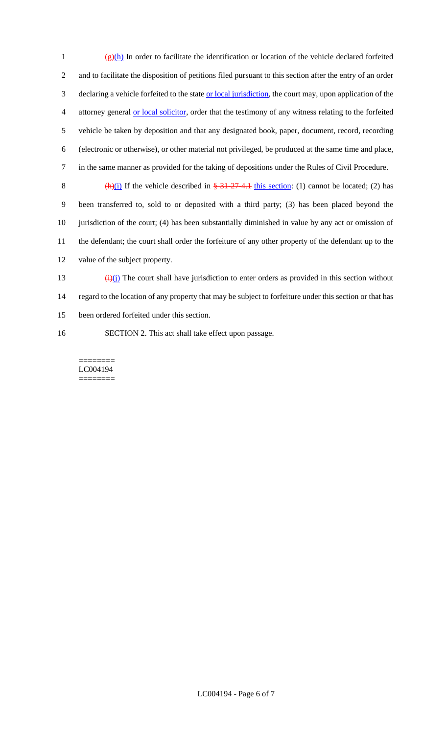~~(g)~~(h) In order to facilitate the identification or location of the vehicle declared forfeited and to facilitate the disposition of petitions filed pursuant to this section after the entry of an order declaring a vehicle forfeited to the state or local jurisdiction, the court may, upon application of the attorney general or local solicitor, order that the testimony of any witness relating to the forfeited vehicle be taken by deposition and that any designated book, paper, document, record, recording (electronic or otherwise), or other material not privileged, be produced at the same time and place, in the same manner as provided for the taking of depositions under the Rules of Civil Procedure.

~~(h)~~(i) If the vehicle described in ~~§ 31-27-4.1~~ this section: (1) cannot be located; (2) has been transferred to, sold to or deposited with a third party; (3) has been placed beyond the jurisdiction of the court; (4) has been substantially diminished in value by any act or omission of the defendant; the court shall order the forfeiture of any other property of the defendant up to the value of the subject property.

~~(i)~~(j) The court shall have jurisdiction to enter orders as provided in this section without regard to the location of any property that may be subject to forfeiture under this section or that has been ordered forfeited under this section.

SECTION 2. This act shall take effect upon passage.

========
LC004194
========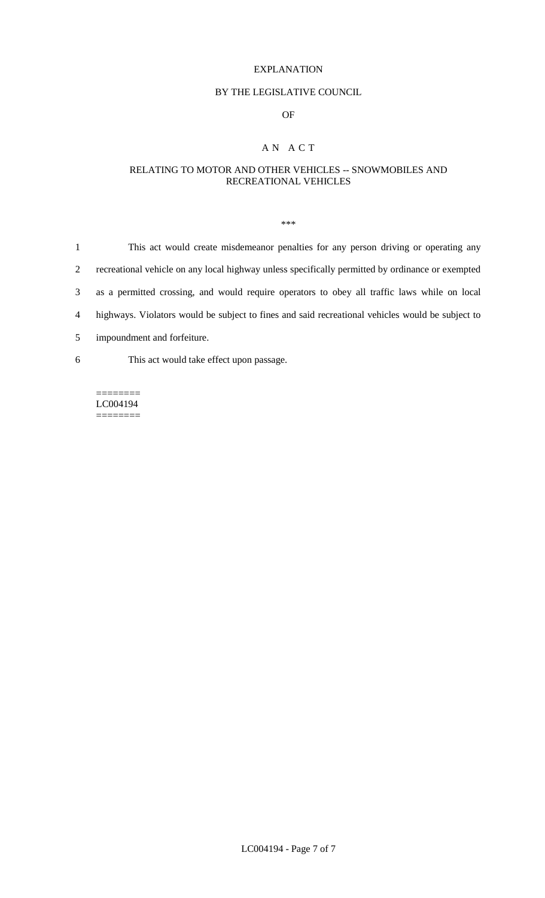EXPLANATION

BY THE LEGISLATIVE COUNCIL

OF

A N A C T

RELATING TO MOTOR AND OTHER VEHICLES -- SNOWMOBILES AND RECREATIONAL VEHICLES

\*\*\*

1 This act would create misdemeanor penalties for any person driving or operating any
2 recreational vehicle on any local highway unless specifically permitted by ordinance or exempted
3 as a permitted crossing, and would require operators to obey all traffic laws while on local
4 highways. Violators would be subject to fines and said recreational vehicles would be subject to
5 impoundment and forfeiture.

6 This act would take effect upon passage.

========
LC004194
========